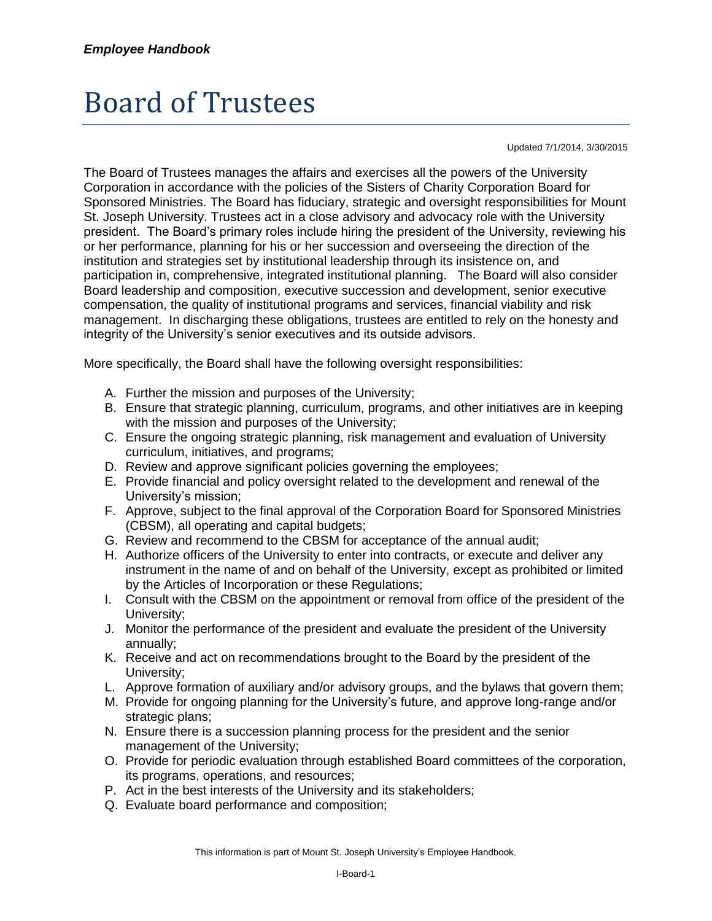# Board of Trustees

Updated 7/1/2014, 3/30/2015

The Board of Trustees manages the affairs and exercises all the powers of the University Corporation in accordance with the policies of the Sisters of Charity Corporation Board for Sponsored Ministries. The Board has fiduciary, strategic and oversight responsibilities for Mount St. Joseph University. Trustees act in a close advisory and advocacy role with the University president. The Board's primary roles include hiring the president of the University, reviewing his or her performance, planning for his or her succession and overseeing the direction of the institution and strategies set by institutional leadership through its insistence on, and participation in, comprehensive, integrated institutional planning. The Board will also consider Board leadership and composition, executive succession and development, senior executive compensation, the quality of institutional programs and services, financial viability and risk management. In discharging these obligations, trustees are entitled to rely on the honesty and integrity of the University's senior executives and its outside advisors.

More specifically, the Board shall have the following oversight responsibilities:

A. Further the mission and purposes of the University;
B. Ensure that strategic planning, curriculum, programs, and other initiatives are in keeping with the mission and purposes of the University;
C. Ensure the ongoing strategic planning, risk management and evaluation of University curriculum, initiatives, and programs;
D. Review and approve significant policies governing the employees;
E. Provide financial and policy oversight related to the development and renewal of the University's mission;
F. Approve, subject to the final approval of the Corporation Board for Sponsored Ministries (CBSM), all operating and capital budgets;
G. Review and recommend to the CBSM for acceptance of the annual audit;
H. Authorize officers of the University to enter into contracts, or execute and deliver any instrument in the name of and on behalf of the University, except as prohibited or limited by the Articles of Incorporation or these Regulations;
I. Consult with the CBSM on the appointment or removal from office of the president of the University;
J. Monitor the performance of the president and evaluate the president of the University annually;
K. Receive and act on recommendations brought to the Board by the president of the University;
L. Approve formation of auxiliary and/or advisory groups, and the bylaws that govern them;
M. Provide for ongoing planning for the University's future, and approve long-range and/or strategic plans;
N. Ensure there is a succession planning process for the president and the senior management of the University;
O. Provide for periodic evaluation through established Board committees of the corporation, its programs, operations, and resources;
P. Act in the best interests of the University and its stakeholders;
Q. Evaluate board performance and composition;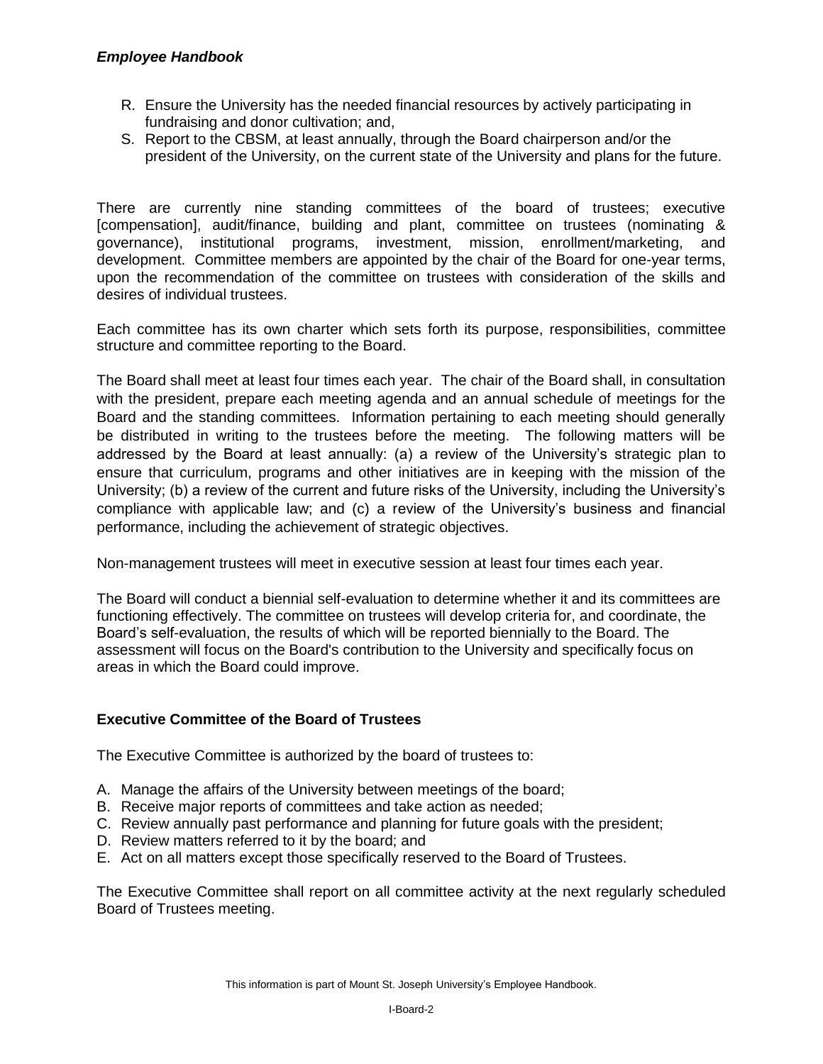R. Ensure the University has the needed financial resources by actively participating in fundraising and donor cultivation; and,
S. Report to the CBSM, at least annually, through the Board chairperson and/or the president of the University, on the current state of the University and plans for the future.

There are currently nine standing committees of the board of trustees; executive [compensation], audit/finance, building and plant, committee on trustees (nominating & governance), institutional programs, investment, mission, enrollment/marketing, and development. Committee members are appointed by the chair of the Board for one-year terms, upon the recommendation of the committee on trustees with consideration of the skills and desires of individual trustees.

Each committee has its own charter which sets forth its purpose, responsibilities, committee structure and committee reporting to the Board.

The Board shall meet at least four times each year. The chair of the Board shall, in consultation with the president, prepare each meeting agenda and an annual schedule of meetings for the Board and the standing committees. Information pertaining to each meeting should generally be distributed in writing to the trustees before the meeting. The following matters will be addressed by the Board at least annually: (a) a review of the University's strategic plan to ensure that curriculum, programs and other initiatives are in keeping with the mission of the University; (b) a review of the current and future risks of the University, including the University's compliance with applicable law; and (c) a review of the University's business and financial performance, including the achievement of strategic objectives.

Non-management trustees will meet in executive session at least four times each year.

The Board will conduct a biennial self-evaluation to determine whether it and its committees are functioning effectively. The committee on trustees will develop criteria for, and coordinate, the Board's self-evaluation, the results of which will be reported biennially to the Board. The assessment will focus on the Board's contribution to the University and specifically focus on areas in which the Board could improve.

**Executive Committee of the Board of Trustees**

The Executive Committee is authorized by the board of trustees to:

A. Manage the affairs of the University between meetings of the board;
B. Receive major reports of committees and take action as needed;
C. Review annually past performance and planning for future goals with the president;
D. Review matters referred to it by the board; and
E. Act on all matters except those specifically reserved to the Board of Trustees.

The Executive Committee shall report on all committee activity at the next regularly scheduled Board of Trustees meeting.